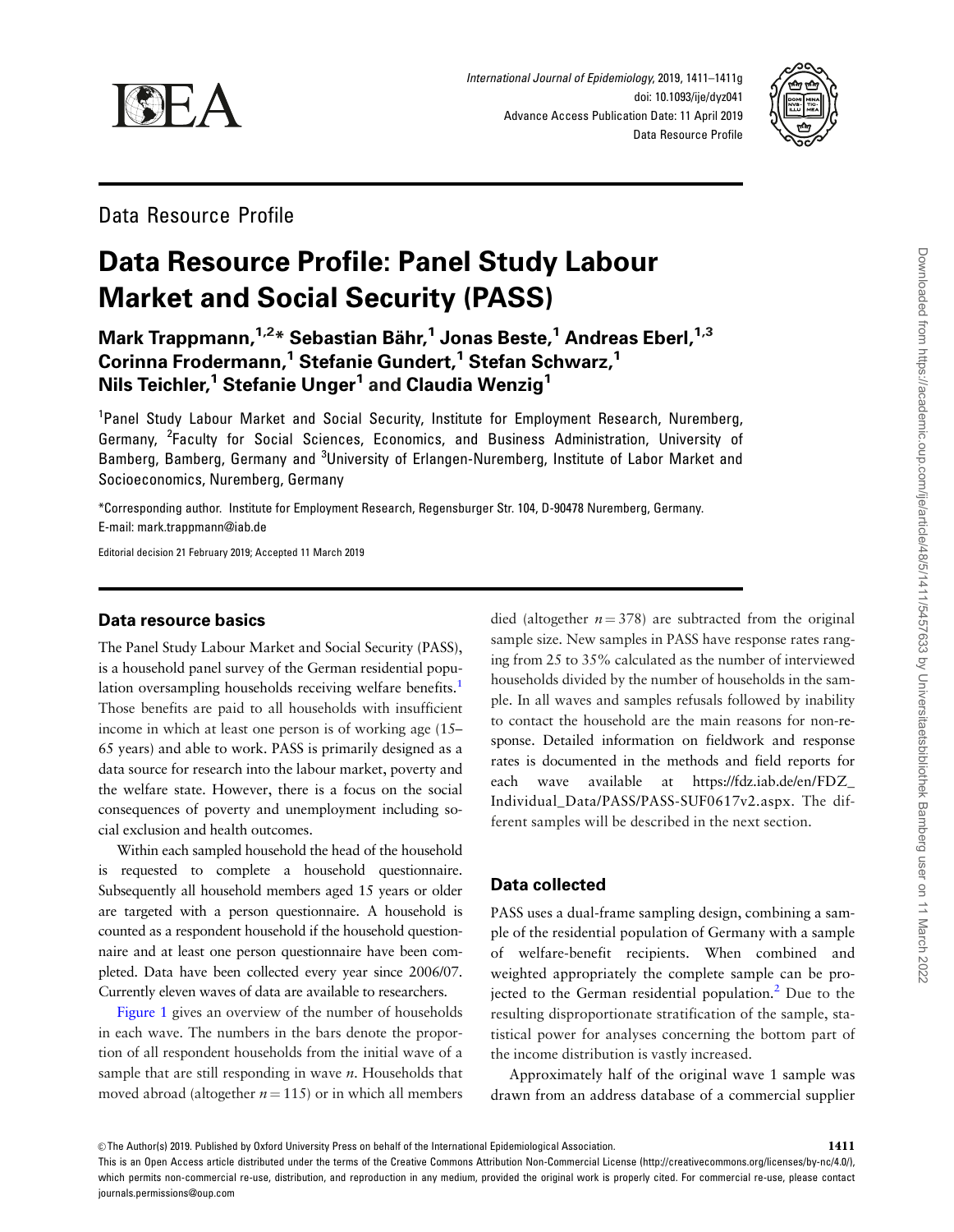Data Resource Profile

# Data Resource Profile: Panel Study Labour Market and Social Security (PASS)

**Mark Trappmann,[1,2]* Sebastian Bähr,[1] Jonas Beste,[1] Andreas Eberl,[1,3] Corinna Frodermann,[1] Stefanie Gundert,[1] Stefan Schwarz,[1] Nils Teichler,[1] Stefanie Unger[1] and Claudia Wenzig[1]**

[1]Panel Study Labour Market and Social Security, Institute for Employment Research, Nuremberg, Germany, [2]Faculty for Social Sciences, Economics, and Business Administration, University of Bamberg, Bamberg, Germany and [3]University of Erlangen-Nuremberg, Institute of Labor Market and Socioeconomics, Nuremberg, Germany

*Corresponding author. Institute for Employment Research, Regensburger Str. 104, D-90478 Nuremberg, Germany. E-mail: mark.trappmann@iab.de

Editorial decision 21 February 2019; Accepted 11 March 2019

## Data resource basics

The Panel Study Labour Market and Social Security (PASS), is a household panel survey of the German residential population oversampling households receiving welfare benefits.[1] Those benefits are paid to all households with insufficient income in which at least one person is of working age (15–65 years) and able to work. PASS is primarily designed as a data source for research into the labour market, poverty and the welfare state. However, there is a focus on the social consequences of poverty and unemployment including social exclusion and health outcomes.

Within each sampled household the head of the household is requested to complete a household questionnaire. Subsequently all household members aged 15 years or older are targeted with a person questionnaire. A household is counted as a respondent household if the household questionnaire and at least one person questionnaire have been completed. Data have been collected every year since 2006/07. Currently eleven waves of data are available to researchers.

Figure 1 gives an overview of the number of households in each wave. The numbers in the bars denote the proportion of all respondent households from the initial wave of a sample that are still responding in wave $n$. Households that moved abroad (altogether $n = 115$) or in which all members died (altogether $n = 378$) are subtracted from the original sample size. New samples in PASS have response rates ranging from 25 to 35% calculated as the number of interviewed households divided by the number of households in the sample. In all waves and samples refusals followed by inability to contact the household are the main reasons for non-response. Detailed information on fieldwork and response rates is documented in the methods and field reports for each wave available at https://fdz.iab.de/en/FDZ_Individual_Data/PASS/PASS-SUF0617v2.aspx. The different samples will be described in the next section.

## Data collected

PASS uses a dual-frame sampling design, combining a sample of the residential population of Germany with a sample of welfare-benefit recipients. When combined and weighted appropriately the complete sample can be projected to the German residential population.[2] Due to the resulting disproportionate stratification of the sample, statistical power for analyses concerning the bottom part of the income distribution is vastly increased.

Approximately half of the original wave 1 sample was drawn from an address database of a commercial supplier

© The Author(s) 2019. Published by Oxford University Press on behalf of the International Epidemiological Association.

This is an Open Access article distributed under the terms of the Creative Commons Attribution Non-Commercial License (http://creativecommons.org/licenses/by-nc/4.0/), which permits non-commercial re-use, distribution, and reproduction in any medium, provided the original work is properly cited. For commercial re-use, please contact journals.permissions@oup.com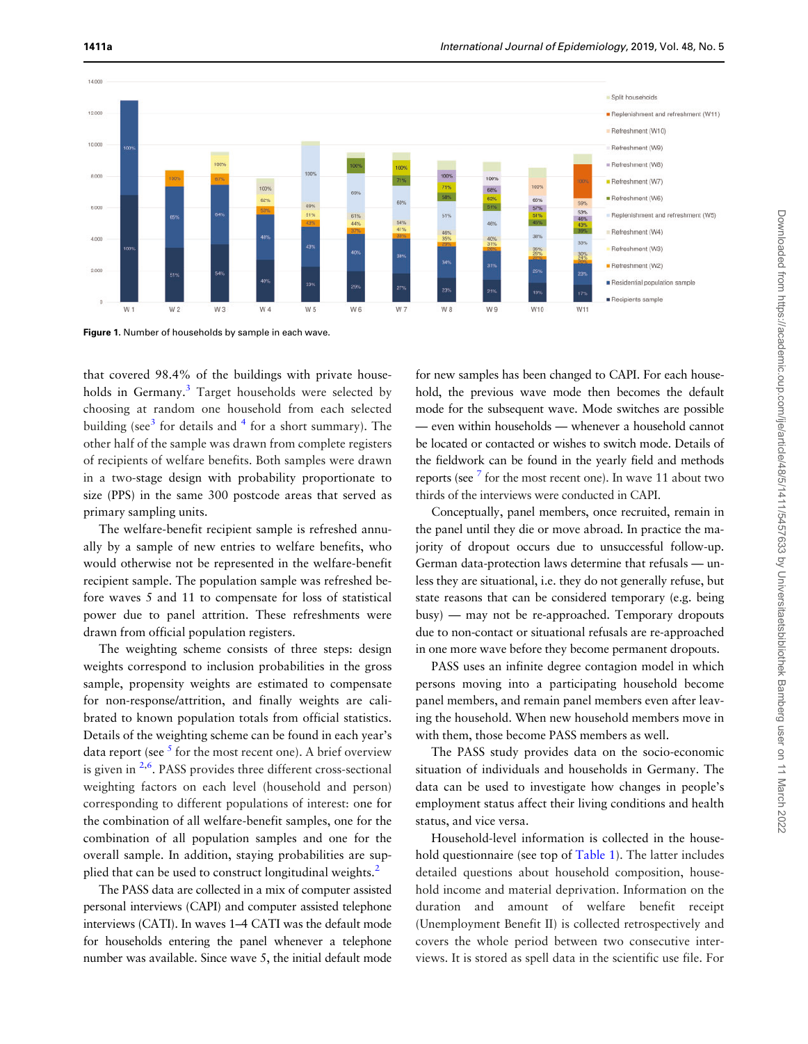Figure 1. Number of households by sample in each wave.

that covered 98.4% of the buildings with private households in Germany.[3] Target households were selected by choosing at random one household from each selected building (see[3] for details and [4] for a short summary). The other half of the sample was drawn from complete registers of recipients of welfare benefits. Both samples were drawn in a two-stage design with probability proportionate to size (PPS) in the same 300 postcode areas that served as primary sampling units.

The welfare-benefit recipient sample is refreshed annually by a sample of new entries to welfare benefits, who would otherwise not be represented in the welfare-benefit recipient sample. The population sample was refreshed before waves 5 and 11 to compensate for loss of statistical power due to panel attrition. These refreshments were drawn from official population registers.

The weighting scheme consists of three steps: design weights correspond to inclusion probabilities in the gross sample, propensity weights are estimated to compensate for non-response/attrition, and finally weights are calibrated to known population totals from official statistics. Details of the weighting scheme can be found in each year's data report (see [5] for the most recent one). A brief overview is given in [2,6]. PASS provides three different cross-sectional weighting factors on each level (household and person) corresponding to different populations of interest: one for the combination of all welfare-benefit samples, one for the combination of all population samples and one for the overall sample. In addition, staying probabilities are supplied that can be used to construct longitudinal weights.[2]

The PASS data are collected in a mix of computer assisted personal interviews (CAPI) and computer assisted telephone interviews (CATI). In waves 1–4 CATI was the default mode for households entering the panel whenever a telephone number was available. Since wave 5, the initial default mode for new samples has been changed to CAPI. For each household, the previous wave mode then becomes the default mode for the subsequent wave. Mode switches are possible — even within households — whenever a household cannot be located or contacted or wishes to switch mode. Details of the fieldwork can be found in the yearly field and methods reports (see [7] for the most recent one). In wave 11 about two thirds of the interviews were conducted in CAPI.

Conceptually, panel members, once recruited, remain in the panel until they die or move abroad. In practice the majority of dropout occurs due to unsuccessful follow-up. German data-protection laws determine that refusals — unless they are situational, i.e. they do not generally refuse, but state reasons that can be considered temporary (e.g. being busy) — may not be re-approached. Temporary dropouts due to non-contact or situational refusals are re-approached in one more wave before they become permanent dropouts.

PASS uses an infinite degree contagion model in which persons moving into a participating household become panel members, and remain panel members even after leaving the household. When new household members move in with them, those become PASS members as well.

The PASS study provides data on the socio-economic situation of individuals and households in Germany. The data can be used to investigate how changes in people's employment status affect their living conditions and health status, and vice versa.

Household-level information is collected in the household questionnaire (see top of Table 1). The latter includes detailed questions about household composition, household income and material deprivation. Information on the duration and amount of welfare benefit receipt (Unemployment Benefit II) is collected retrospectively and covers the whole period between two consecutive interviews. It is stored as spell data in the scientific use file. For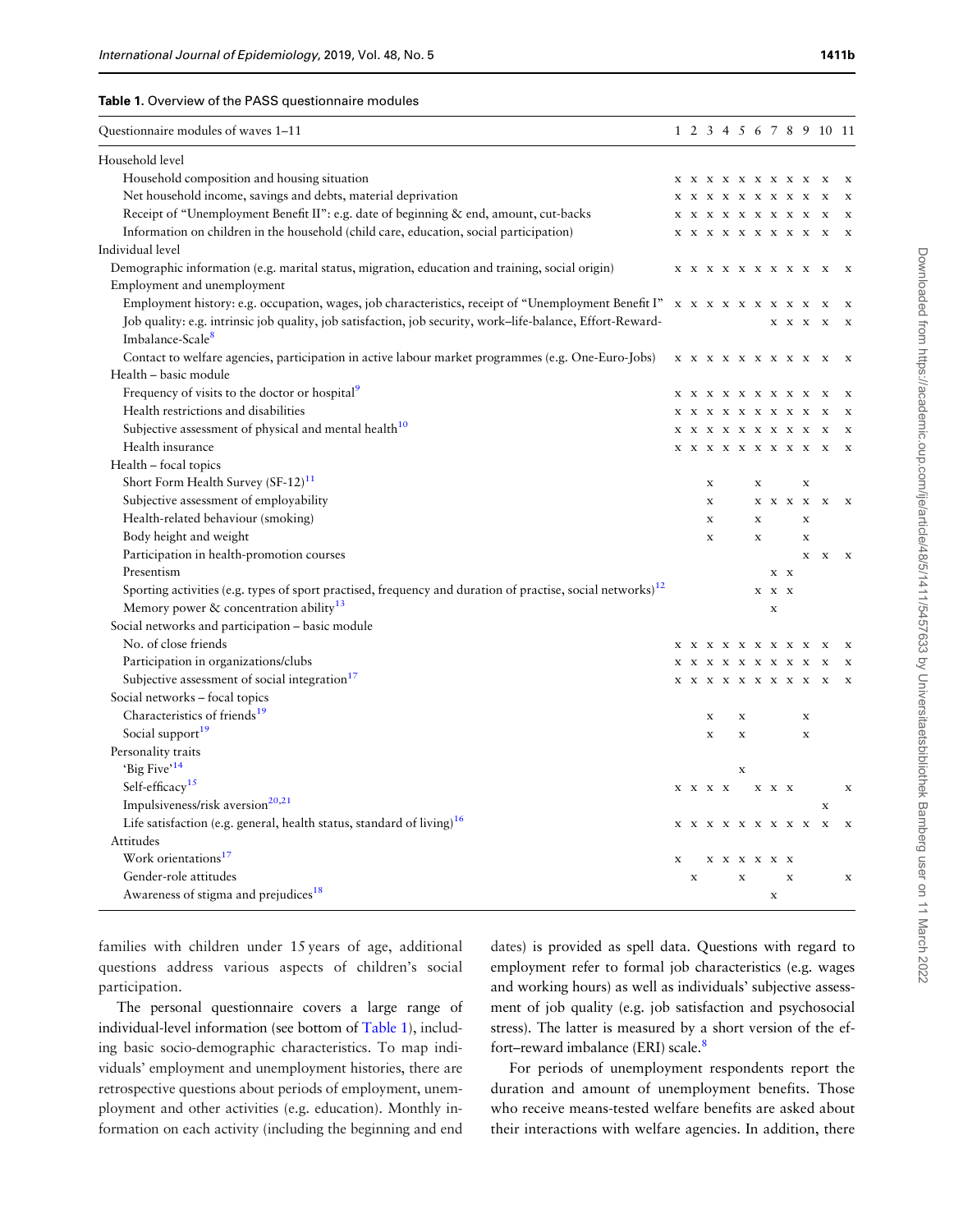**Table 1.** Overview of the PASS questionnaire modules

| Questionnaire modules of waves 1–11 | 1 | 2 | 3 | 4 | 5 | 6 | 7 | 8 | 9 | 10 | 11 |
|---|---|---|---|---|---|---|---|---|---|---|---|
| **Household level** | | | | | | | | | | | |
| Household composition and housing situation | x | x | x | x | x | x | x | x | x | x | x |
| Net household income, savings and debts, material deprivation | x | x | x | x | x | x | x | x | x | x | x |
| Receipt of "Unemployment Benefit II": e.g. date of beginning & end, amount, cut-backs | x | x | x | x | x | x | x | x | x | x | x |
| Information on children in the household (child care, education, social participation) | x | x | x | x | x | x | x | x | x | x | x |
| **Individual level** | | | | | | | | | | | |
| Demographic information (e.g. marital status, migration, education and training, social origin) | x | x | x | x | x | x | x | x | x | x | x |
| Employment and unemployment | | | | | | | | | | | |
| Employment history: e.g. occupation, wages, job characteristics, receipt of "Unemployment Benefit I" | x | x | x | x | x | x | x | x | x | x | x |
| Job quality: e.g. intrinsic job quality, job satisfaction, job security, work–life-balance, Effort-Reward-Imbalance-Scale[8] | | | | | | | x | x | x | x | x |
| Contact to welfare agencies, participation in active labour market programmes (e.g. One-Euro-Jobs) | x | x | x | x | x | x | x | x | x | x | x |
| Health – basic module | | | | | | | | | | | |
| Frequency of visits to the doctor or hospital[9] | x | x | x | x | x | x | x | x | x | x | x |
| Health restrictions and disabilities | x | x | x | x | x | x | x | x | x | x | x |
| Subjective assessment of physical and mental health[10] | x | x | x | x | x | x | x | x | x | x | x |
| Health insurance | x | x | x | x | x | x | x | x | x | x | x |
| Health – focal topics | | | | | | | | | | | |
| Short Form Health Survey (SF-12)[11] | | | x | | | x | | | x | | |
| Subjective assessment of employability | | | x | | | x | x | x | x | x | x |
| Health-related behaviour (smoking) | | | x | | | x | | | x | | |
| Body height and weight | | | x | | | x | | | x | | |
| Participation in health-promotion courses | | | | | | | | | x | x | x |
| Presentism | | | | | | | x | x | | | |
| Sporting activities (e.g. types of sport practised, frequency and duration of practise, social networks)[12] | | | | | | x | x | x | | | |
| Memory power & concentration ability[13] | | | | | | | x | | | | |
| Social networks and participation – basic module | | | | | | | | | | | |
| No. of close friends | x | x | x | x | x | x | x | x | x | x | x |
| Participation in organizations/clubs | x | x | x | x | x | x | x | x | x | x | x |
| Subjective assessment of social integration[17] | x | x | x | x | x | x | x | x | x | x | x |
| Social networks – focal topics | | | | | | | | | | | |
| Characteristics of friends[19] | | | x | | x | | | | x | | |
| Social support[19] | | | x | | x | | | | x | | |
| Personality traits | | | | | | | | | | | |
| 'Big Five'[14] | | | | | x | | | | | | |
| Self-efficacy[15] | x | x | x | x | | x | x | x | | | x |
| Impulsiveness/risk aversion[20,21] | | | | | | | | | | x | |
| Life satisfaction (e.g. general, health status, standard of living)[16] | x | x | x | x | x | x | x | x | x | x | x |
| Attitudes | | | | | | | | | | | |
| Work orientations[17] | x | | x | x | x | x | x | x | | | |
| Gender-role attitudes | | x | | | x | | | x | | | x |
| Awareness of stigma and prejudices[18] | | | | | | | x | | | | |

families with children under 15 years of age, additional questions address various aspects of children's social participation.

The personal questionnaire covers a large range of individual-level information (see bottom of Table 1), including basic socio-demographic characteristics. To map individuals' employment and unemployment histories, there are retrospective questions about periods of employment, unemployment and other activities (e.g. education). Monthly information on each activity (including the beginning and end dates) is provided as spell data. Questions with regard to employment refer to formal job characteristics (e.g. wages and working hours) as well as individuals' subjective assessment of job quality (e.g. job satisfaction and psychosocial stress). The latter is measured by a short version of the effort–reward imbalance (ERI) scale.[8]

For periods of unemployment respondents report the duration and amount of unemployment benefits. Those who receive means-tested welfare benefits are asked about their interactions with welfare agencies. In addition, there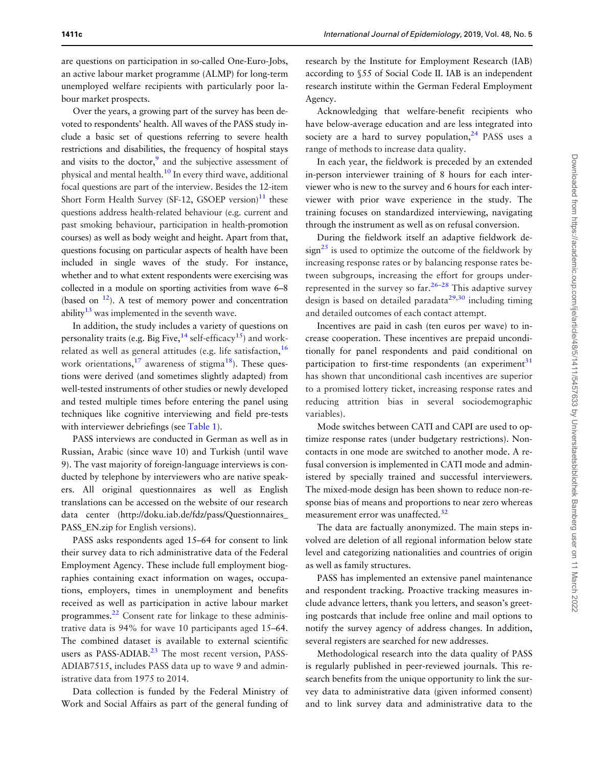are questions on participation in so-called One-Euro-Jobs, an active labour market programme (ALMP) for long-term unemployed welfare recipients with particularly poor labour market prospects.

Over the years, a growing part of the survey has been devoted to respondents' health. All waves of the PASS study include a basic set of questions referring to severe health restrictions and disabilities, the frequency of hospital stays and visits to the doctor,[9] and the subjective assessment of physical and mental health.[10] In every third wave, additional focal questions are part of the interview. Besides the 12-item Short Form Health Survey (SF-12, GSOEP version)[11] these questions address health-related behaviour (e.g. current and past smoking behaviour, participation in health-promotion courses) as well as body weight and height. Apart from that, questions focusing on particular aspects of health have been included in single waves of the study. For instance, whether and to what extent respondents were exercising was collected in a module on sporting activities from wave 6–8 (based on [12]). A test of memory power and concentration ability[13] was implemented in the seventh wave.

In addition, the study includes a variety of questions on personality traits (e.g. Big Five,[14] self-efficacy[15]) and work-related as well as general attitudes (e.g. life satisfaction,[16] work orientations,[17] awareness of stigma[18]). These questions were derived (and sometimes slightly adapted) from well-tested instruments of other studies or newly developed and tested multiple times before entering the panel using techniques like cognitive interviewing and field pre-tests with interviewer debriefings (see Table 1).

PASS interviews are conducted in German as well as in Russian, Arabic (since wave 10) and Turkish (until wave 9). The vast majority of foreign-language interviews is conducted by telephone by interviewers who are native speakers. All original questionnaires as well as English translations can be accessed on the website of our research data center (http://doku.iab.de/fdz/pass/Questionnaires_PASS_EN.zip for English versions).

PASS asks respondents aged 15–64 for consent to link their survey data to rich administrative data of the Federal Employment Agency. These include full employment biographies containing exact information on wages, occupations, employers, times in unemployment and benefits received as well as participation in active labour market programmes.[22] Consent rate for linkage to these administrative data is 94% for wave 10 participants aged 15–64. The combined dataset is available to external scientific users as PASS-ADIAB.[23] The most recent version, PASS-ADIAB7515, includes PASS data up to wave 9 and administrative data from 1975 to 2014.

Data collection is funded by the Federal Ministry of Work and Social Affairs as part of the general funding of research by the Institute for Employment Research (IAB) according to §55 of Social Code II. IAB is an independent research institute within the German Federal Employment Agency.

Acknowledging that welfare-benefit recipients who have below-average education and are less integrated into society are a hard to survey population,[24] PASS uses a range of methods to increase data quality.

In each year, the fieldwork is preceded by an extended in-person interviewer training of 8 hours for each interviewer who is new to the survey and 6 hours for each interviewer with prior wave experience in the study. The training focuses on standardized interviewing, navigating through the instrument as well as on refusal conversion.

During the fieldwork itself an adaptive fieldwork design[25] is used to optimize the outcome of the fieldwork by increasing response rates or by balancing response rates between subgroups, increasing the effort for groups underrepresented in the survey so far.[26–28] This adaptive survey design is based on detailed paradata[29,30] including timing and detailed outcomes of each contact attempt.

Incentives are paid in cash (ten euros per wave) to increase cooperation. These incentives are prepaid unconditionally for panel respondents and paid conditional on participation to first-time respondents (an experiment[31] has shown that unconditional cash incentives are superior to a promised lottery ticket, increasing response rates and reducing attrition bias in several sociodemographic variables).

Mode switches between CATI and CAPI are used to optimize response rates (under budgetary restrictions). Noncontacts in one mode are switched to another mode. A refusal conversion is implemented in CATI mode and administered by specially trained and successful interviewers. The mixed-mode design has been shown to reduce non-response bias of means and proportions to near zero whereas measurement error was unaffected.[32]

The data are factually anonymized. The main steps involved are deletion of all regional information below state level and categorizing nationalities and countries of origin as well as family structures.

PASS has implemented an extensive panel maintenance and respondent tracking. Proactive tracking measures include advance letters, thank you letters, and season's greeting postcards that include free online and mail options to notify the survey agency of address changes. In addition, several registers are searched for new addresses.

Methodological research into the data quality of PASS is regularly published in peer-reviewed journals. This research benefits from the unique opportunity to link the survey data to administrative data (given informed consent) and to link survey data and administrative data to the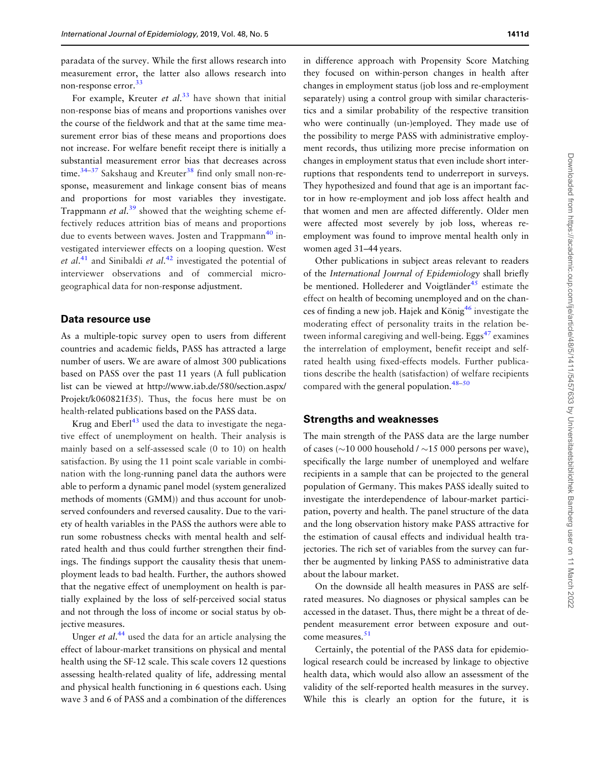paradata of the survey. While the first allows research into measurement error, the latter also allows research into non-response error.[33]

For example, Kreuter *et al*.[33] have shown that initial non-response bias of means and proportions vanishes over the course of the fieldwork and that at the same time measurement error bias of these means and proportions does not increase. For welfare benefit receipt there is initially a substantial measurement error bias that decreases across time.[34–37] Sakshaug and Kreuter[38] find only small non-response, measurement and linkage consent bias of means and proportions for most variables they investigate. Trappmann *et al*.[39] showed that the weighting scheme effectively reduces attrition bias of means and proportions due to events between waves. Josten and Trappmann[40] investigated interviewer effects on a looping question. West *et al*.[41] and Sinibaldi *et al*.[42] investigated the potential of interviewer observations and of commercial micro-geographical data for non-response adjustment.

## Data resource use

As a multiple-topic survey open to users from different countries and academic fields, PASS has attracted a large number of users. We are aware of almost 300 publications based on PASS over the past 11 years (A full publication list can be viewed at http://www.iab.de/580/section.aspx/Projekt/k060821f35). Thus, the focus here must be on health-related publications based on the PASS data.

Krug and Eberl[43] used the data to investigate the negative effect of unemployment on health. Their analysis is mainly based on a self-assessed scale (0 to 10) on health satisfaction. By using the 11 point scale variable in combination with the long-running panel data the authors were able to perform a dynamic panel model (system generalized methods of moments (GMM)) and thus account for unobserved confounders and reversed causality. Due to the variety of health variables in the PASS the authors were able to run some robustness checks with mental health and self-rated health and thus could further strengthen their findings. The findings support the causality thesis that unemployment leads to bad health. Further, the authors showed that the negative effect of unemployment on health is partially explained by the loss of self-perceived social status and not through the loss of income or social status by objective measures.

Unger *et al*.[44] used the data for an article analysing the effect of labour-market transitions on physical and mental health using the SF-12 scale. This scale covers 12 questions assessing health-related quality of life, addressing mental and physical health functioning in 6 questions each. Using wave 3 and 6 of PASS and a combination of the differences in difference approach with Propensity Score Matching they focused on within-person changes in health after changes in employment status (job loss and re-employment separately) using a control group with similar characteristics and a similar probability of the respective transition who were continually (un-)employed. They made use of the possibility to merge PASS with administrative employment records, thus utilizing more precise information on changes in employment status that even include short interruptions that respondents tend to underreport in surveys. They hypothesized and found that age is an important factor in how re-employment and job loss affect health and that women and men are affected differently. Older men were affected most severely by job loss, whereas re-employment was found to improve mental health only in women aged 31–44 years.

Other publications in subject areas relevant to readers of the *International Journal of Epidemiology* shall briefly be mentioned. Hollederer and Voigtländer[45] estimate the effect on health of becoming unemployed and on the chances of finding a new job. Hajek and König[46] investigate the moderating effect of personality traits in the relation between informal caregiving and well-being. Eggs[47] examines the interrelation of employment, benefit receipt and self-rated health using fixed-effects models. Further publications describe the health (satisfaction) of welfare recipients compared with the general population.[48–50]

## Strengths and weaknesses

The main strength of the PASS data are the large number of cases (~10 000 household / ~15 000 persons per wave), specifically the large number of unemployed and welfare recipients in a sample that can be projected to the general population of Germany. This makes PASS ideally suited to investigate the interdependence of labour-market participation, poverty and health. The panel structure of the data and the long observation history make PASS attractive for the estimation of causal effects and individual health trajectories. The rich set of variables from the survey can further be augmented by linking PASS to administrative data about the labour market.

On the downside all health measures in PASS are self-rated measures. No diagnoses or physical samples can be accessed in the dataset. Thus, there might be a threat of dependent measurement error between exposure and outcome measures.[51]

Certainly, the potential of the PASS data for epidemiological research could be increased by linkage to objective health data, which would also allow an assessment of the validity of the self-reported health measures in the survey. While this is clearly an option for the future, it is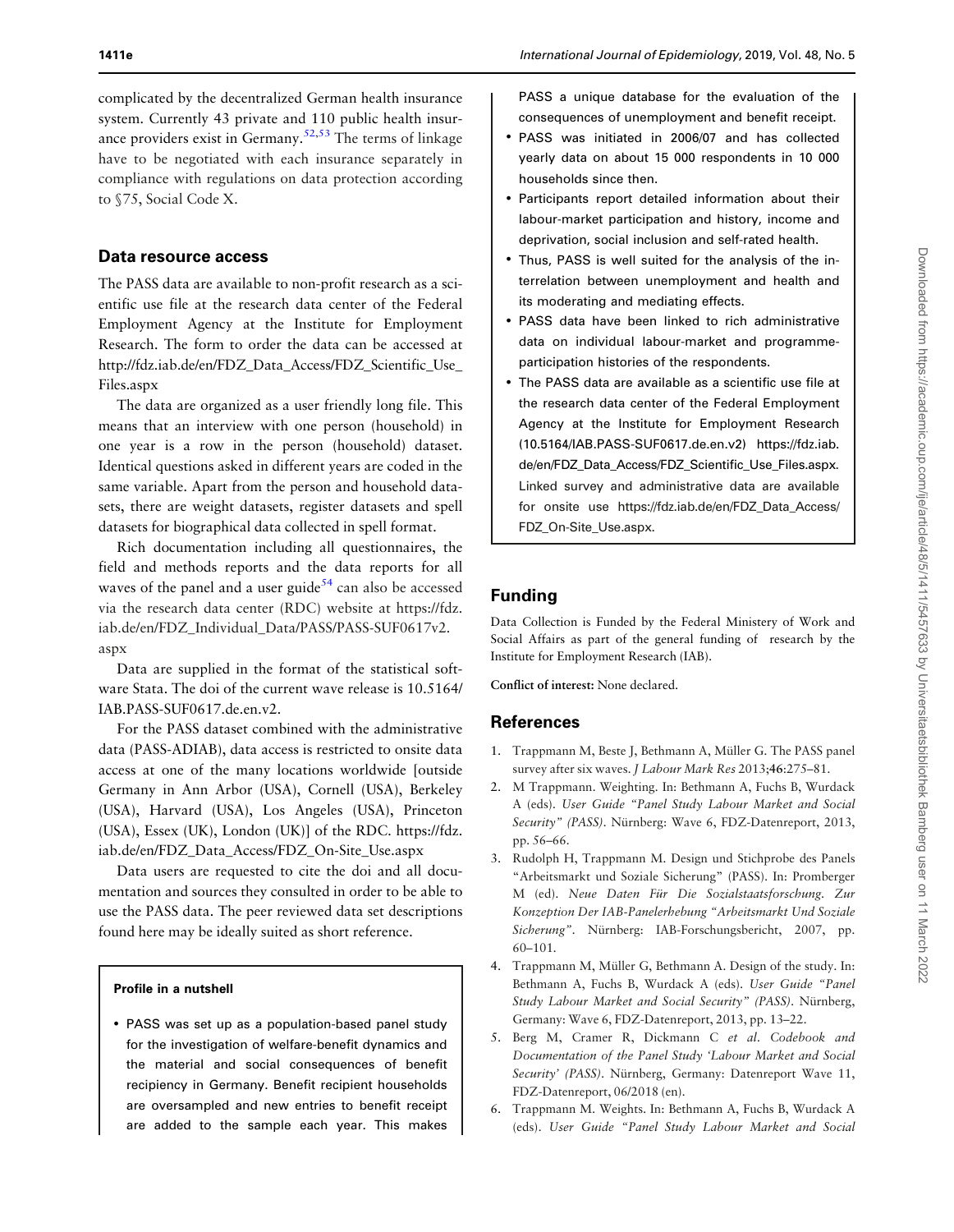complicated by the decentralized German health insurance system. Currently 43 private and 110 public health insurance providers exist in Germany.[52,53] The terms of linkage have to be negotiated with each insurance separately in compliance with regulations on data protection according to §75, Social Code X.

## Data resource access

The PASS data are available to non-profit research as a scientific use file at the research data center of the Federal Employment Agency at the Institute for Employment Research. The form to order the data can be accessed at http://fdz.iab.de/en/FDZ_Data_Access/FDZ_Scientific_Use_Files.aspx

The data are organized as a user friendly long file. This means that an interview with one person (household) in one year is a row in the person (household) dataset. Identical questions asked in different years are coded in the same variable. Apart from the person and household datasets, there are weight datasets, register datasets and spell datasets for biographical data collected in spell format.

Rich documentation including all questionnaires, the field and methods reports and the data reports for all waves of the panel and a user guide[54] can also be accessed via the research data center (RDC) website at https://fdz.iab.de/en/FDZ_Individual_Data/PASS/PASS-SUF0617v2.aspx

Data are supplied in the format of the statistical software Stata. The doi of the current wave release is 10.5164/IAB.PASS-SUF0617.de.en.v2.

For the PASS dataset combined with the administrative data (PASS-ADIAB), data access is restricted to onsite data access at one of the many locations worldwide [outside Germany in Ann Arbor (USA), Cornell (USA), Berkeley (USA), Harvard (USA), Los Angeles (USA), Princeton (USA), Essex (UK), London (UK)] of the RDC. https://fdz.iab.de/en/FDZ_Data_Access/FDZ_On-Site_Use.aspx

Data users are requested to cite the doi and all documentation and sources they consulted in order to be able to use the PASS data. The peer reviewed data set descriptions found here may be ideally suited as short reference.

**Profile in a nutshell**

- PASS was set up as a population-based panel study for the investigation of welfare-benefit dynamics and the material and social consequences of benefit recipiency in Germany. Benefit recipient households are oversampled and new entries to benefit receipt are added to the sample each year. This makes PASS a unique database for the evaluation of the consequences of unemployment and benefit receipt.
- PASS was initiated in 2006/07 and has collected yearly data on about 15 000 respondents in 10 000 households since then.
- Participants report detailed information about their labour-market participation and history, income and deprivation, social inclusion and self-rated health.
- Thus, PASS is well suited for the analysis of the interrelation between unemployment and health and its moderating and mediating effects.
- PASS data have been linked to rich administrative data on individual labour-market and programme-participation histories of the respondents.
- The PASS data are available as a scientific use file at the research data center of the Federal Employment Agency at the Institute for Employment Research (10.5164/IAB.PASS-SUF0617.de.en.v2) https://fdz.iab.de/en/FDZ_Data_Access/FDZ_Scientific_Use_Files.aspx. Linked survey and administrative data are available for onsite use https://fdz.iab.de/en/FDZ_Data_Access/FDZ_On-Site_Use.aspx.

## Funding

Data Collection is Funded by the Federal Ministery of Work and Social Affairs as part of the general funding of research by the Institute for Employment Research (IAB).

**Conflict of interest:** None declared.

## References

1. Trappmann M, Beste J, Bethmann A, Müller G. The PASS panel survey after six waves. *J Labour Mark Res* 2013;**46**:275–81.
2. M Trappmann. Weighting. In: Bethmann A, Fuchs B, Wurdack A (eds). *User Guide "Panel Study Labour Market and Social Security" (PASS)*. Nürnberg: Wave 6, FDZ-Datenreport, 2013, pp. 56–66.
3. Rudolph H, Trappmann M. Design und Stichprobe des Panels "Arbeitsmarkt und Soziale Sicherung" (PASS). In: Promberger M (ed). *Neue Daten Für Die Sozialstaatsforschung. Zur Konzeption Der IAB-Panelerhebung "Arbeitsmarkt Und Soziale Sicherung"*. Nürnberg: IAB-Forschungsbericht, 2007, pp. 60–101.
4. Trappmann M, Müller G, Bethmann A. Design of the study. In: Bethmann A, Fuchs B, Wurdack A (eds). *User Guide "Panel Study Labour Market and Social Security" (PASS)*. Nürnberg, Germany: Wave 6, FDZ-Datenreport, 2013, pp. 13–22.
5. Berg M, Cramer R, Dickmann C *et al*. *Codebook and Documentation of the Panel Study 'Labour Market and Social Security' (PASS)*. Nürnberg, Germany: Datenreport Wave 11, FDZ-Datenreport, 06/2018 (en).
6. Trappmann M. Weights. In: Bethmann A, Fuchs B, Wurdack A (eds). *User Guide "Panel Study Labour Market and Social*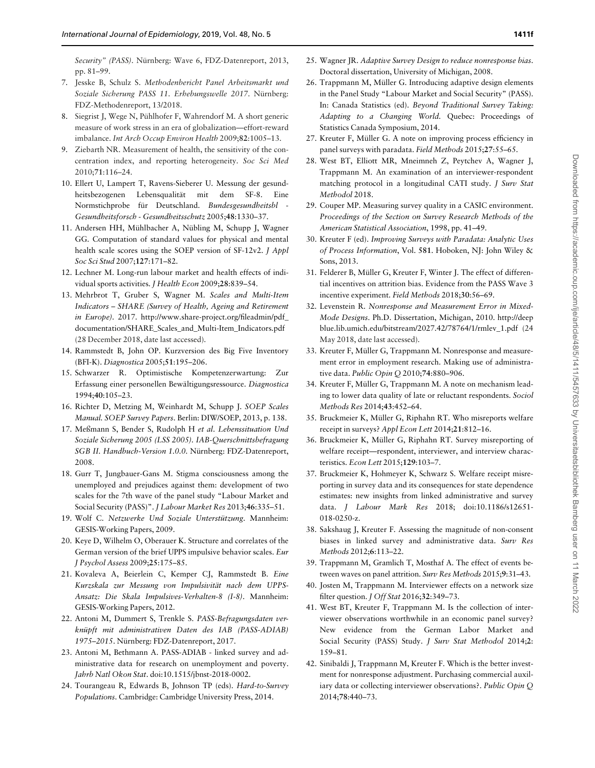*Security" (PASS)*. Nürnberg: Wave 6, FDZ-Datenreport, 2013, pp. 81–99.

7. Jesske B, Schulz S. *Methodenbericht Panel Arbeitsmarkt und Soziale Sicherung PASS 11. Erhebungswelle 2017*. Nürnberg: FDZ-Methodenreport, 13/2018.
8. Siegrist J, Wege N, Pühlhofer F, Wahrendorf M. A short generic measure of work stress in an era of globalization—effort-reward imbalance. *Int Arch Occup Environ Health* 2009;**82**:1005–13.
9. Ziebarth NR. Measurement of health, the sensitivity of the concentration index, and reporting heterogeneity. *Soc Sci Med* 2010;**71**:116–24.
10. Ellert U, Lampert T, Ravens-Sieberer U. Messung der gesundheitsbezogenen Lebensqualität mit dem SF-8. Eine Normstichprobe für Deutschland. *Bundesgesundheitsbl - Gesundheitsforsch - Gesundheitsschutz* 2005;**48**:1330–37.
11. Andersen HH, Mühlbacher A, Nübling M, Schupp J, Wagner GG. Computation of standard values for physical and mental health scale scores using the SOEP version of SF-12v2. *J Appl Soc Sci Stud* 2007;**127**:171–82.
12. Lechner M. Long-run labour market and health effects of individual sports activities. *J Health Econ* 2009;**28**:839–54.
13. Mehrbrot T, Gruber S, Wagner M. *Scales and Multi-Item Indicators – SHARE (Survey of Health, Ageing and Retirement in Europe)*. 2017. http://www.share-project.org/fileadmin/pdf_documentation/SHARE_Scales_and_Multi-Item_Indicators.pdf (28 December 2018, date last accessed).
14. Rammstedt B, John OP. Kurzversion des Big Five Inventory (BFI-K). *Diagnostica* 2005;**51**:195–206.
15. Schwarzer R. Optimistische Kompetenzerwartung: Zur Erfassung einer personellen Bewältigungsressource. *Diagnostica* 1994;**40**:105–23.
16. Richter D, Metzing M, Weinhardt M, Schupp J. *SOEP Scales Manual. SOEP Survey Papers*. Berlin: DIW/SOEP, 2013, p. 138.
17. Meßmann S, Bender S, Rudolph H *et al*. *Lebenssituation Und Soziale Sicherung 2005 (LSS 2005). IAB-Querschnittsbefragung SGB II. Handbuch-Version 1.0.0*. Nürnberg: FDZ-Datenreport, 2008.
18. Gurr T, Jungbauer-Gans M. Stigma consciousness among the unemployed and prejudices against them: development of two scales for the 7th wave of the panel study "Labour Market and Social Security (PASS)". *J Labour Market Res* 2013;**46**:335–51.
19. Wolf C. *Netzwerke Und Soziale Unterstützung*. Mannheim: GESIS-Working Papers, 2009.
20. Keye D, Wilhelm O, Oberauer K. Structure and correlates of the German version of the brief UPPS impulsive behavior scales. *Eur J Psychol Assess* 2009;**25**:175–85.
21. Kovaleva A, Beierlein C, Kemper CJ, Rammstedt B. *Eine Kurzskala zur Messung von Impulsivität nach dem UPPS-Ansatz: Die Skala Impulsives-Verhalten-8 (I-8)*. Mannheim: GESIS-Working Papers, 2012.
22. Antoni M, Dummert S, Trenkle S. *PASS-Befragungsdaten verknüpft mit administrativen Daten des IAB (PASS-ADIAB) 1975–2015*. Nürnberg: FDZ-Datenreport, 2017.
23. Antoni M, Bethmann A. PASS-ADIAB - linked survey and administrative data for research on unemployment and poverty. *Jahrb Natl Okon Stat*. doi:10.1515/jbnst-2018-0002.
24. Tourangeau R, Edwards B, Johnson TP (eds). *Hard-to-Survey Populations*. Cambridge: Cambridge University Press, 2014.
25. Wagner JR. *Adaptive Survey Design to reduce nonresponse bias*. Doctoral dissertation, University of Michigan, 2008.
26. Trappmann M, Müller G. Introducing adaptive design elements in the Panel Study "Labour Market and Social Security" (PASS). In: Canada Statistics (ed). *Beyond Traditional Survey Taking: Adapting to a Changing World*. Quebec: Proceedings of Statistics Canada Symposium, 2014.
27. Kreuter F, Müller G. A note on improving process efficiency in panel surveys with paradata. *Field Methods* 2015;**27**:55–65.
28. West BT, Elliott MR, Mneimneh Z, Peytchev A, Wagner J, Trappmann M. An examination of an interviewer-respondent matching protocol in a longitudinal CATI study. *J Surv Stat Methodol* 2018.
29. Couper MP. Measuring survey quality in a CASIC environment. *Proceedings of the Section on Survey Research Methods of the American Statistical Association*, 1998, pp. 41–49.
30. Kreuter F (ed). *Improving Surveys with Paradata: Analytic Uses of Process Information*, Vol. **581**. Hoboken, NJ: John Wiley & Sons, 2013.
31. Felderer B, Müller G, Kreuter F, Winter J. The effect of differential incentives on attrition bias. Evidence from the PASS Wave 3 incentive experiment. *Field Methods* 2018;**30**:56–69.
32. Levenstein R. *Nonresponse and Measurement Error in Mixed-Mode Designs*. Ph.D. Dissertation, Michigan, 2010. http://deepblue.lib.umich.edu/bitstream/2027.42/78764/1/rmlev_1.pdf (24 May 2018, date last accessed).
33. Kreuter F, Müller G, Trappmann M. Nonresponse and measurement error in employment research. Making use of administrative data. *Public Opin Q* 2010;**74**:880–906.
34. Kreuter F, Müller G, Trappmann M. A note on mechanism leading to lower data quality of late or reluctant respondents. *Sociol Methods Res* 2014;**43**:452–64.
35. Bruckmeier K, Müller G, Riphahn RT. Who misreports welfare receipt in surveys? *Appl Econ Lett* 2014;**21**:812–16.
36. Bruckmeier K, Müller G, Riphahn RT. Survey misreporting of welfare receipt—respondent, interviewer, and interview characteristics. *Econ Lett* 2015;**129**:103–7.
37. Bruckmeier K, Hohmeyer K, Schwarz S. Welfare receipt misreporting in survey data and its consequences for state dependence estimates: new insights from linked administrative and survey data. *J Labour Mark Res* 2018; doi:10.1186/s12651-018-0250-z.
38. Sakshaug J, Kreuter F. Assessing the magnitude of non-consent biases in linked survey and administrative data. *Surv Res Methods* 2012;**6**:113–22.
39. Trappmann M, Gramlich T, Mosthaf A. The effect of events between waves on panel attrition. *Surv Res Methods* 2015;**9**:31–43.
40. Josten M, Trappmann M. Interviewer effects on a network size filter question. *J Off Stat* 2016;**32**:349–73.
41. West BT, Kreuter F, Trappmann M. Is the collection of interviewer observations worthwhile in an economic panel survey? New evidence from the German Labor Market and Social Security (PASS) Study. *J Surv Stat Methodol* 2014;**2**: 159–81.
42. Sinibaldi J, Trappmann M, Kreuter F. Which is the better investment for nonresponse adjustment. Purchasing commercial auxiliary data or collecting interviewer observations?. *Public Opin Q* 2014;**78**:440–73.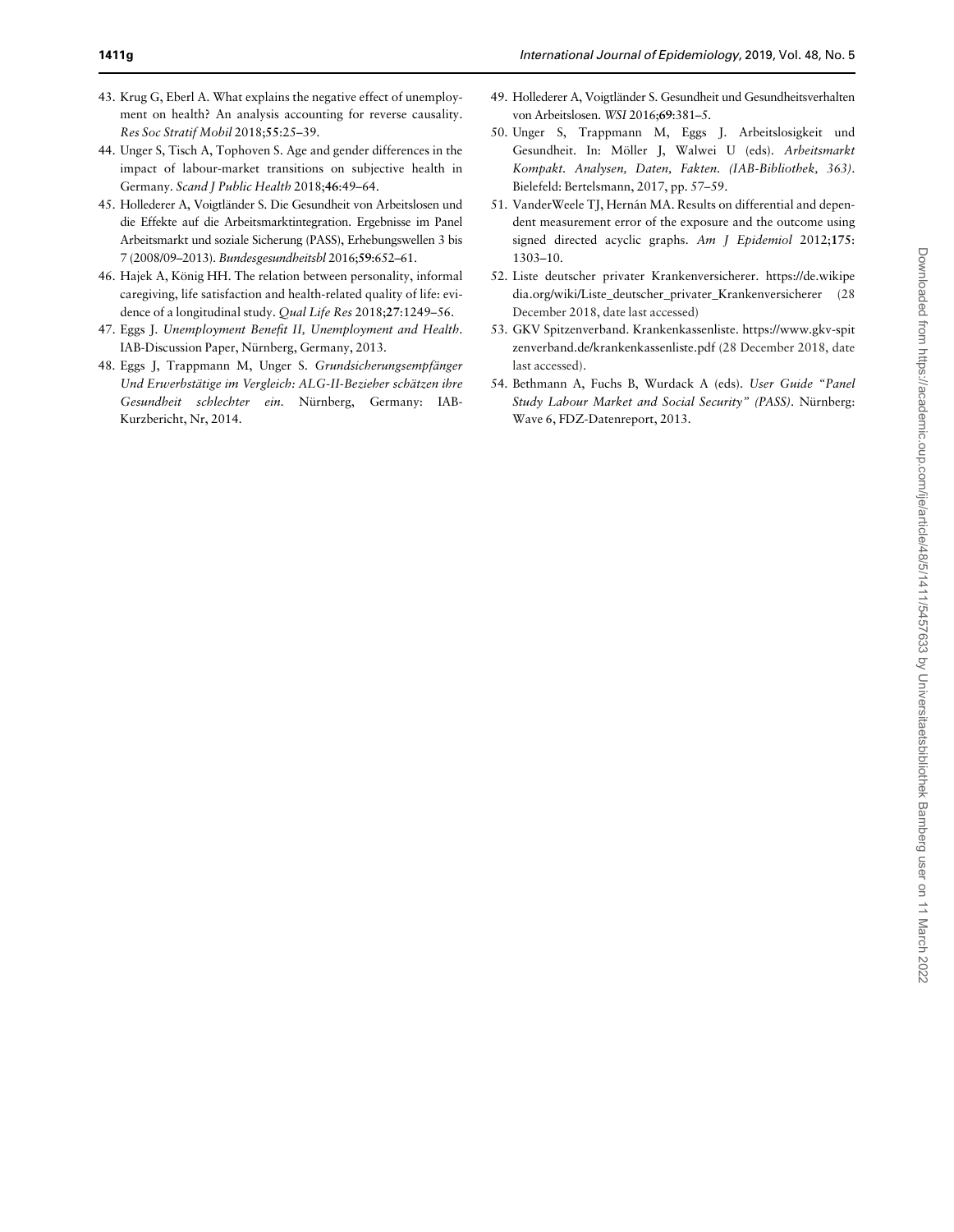43. Krug G, Eberl A. What explains the negative effect of unemployment on health? An analysis accounting for reverse causality. *Res Soc Stratif Mobil* 2018;**55**:25–39.
44. Unger S, Tisch A, Tophoven S. Age and gender differences in the impact of labour-market transitions on subjective health in Germany. *Scand J Public Health* 2018;**46**:49–64.
45. Hollederer A, Voigtländer S. Die Gesundheit von Arbeitslosen und die Effekte auf die Arbeitsmarktintegration. Ergebnisse im Panel Arbeitsmarkt und soziale Sicherung (PASS), Erhebungswellen 3 bis 7 (2008/09–2013). *Bundesgesundheitsbl* 2016;**59**:652–61.
46. Hajek A, König HH. The relation between personality, informal caregiving, life satisfaction and health-related quality of life: evidence of a longitudinal study. *Qual Life Res* 2018;**27**:1249–56.
47. Eggs J. *Unemployment Benefit II, Unemployment and Health*. IAB-Discussion Paper, Nürnberg, Germany, 2013.
48. Eggs J, Trappmann M, Unger S. *Grundsicherungsempfänger Und Erwerbstätige im Vergleich: ALG-II-Bezieher schätzen ihre Gesundheit schlechter ein*. Nürnberg, Germany: IAB-Kurzbericht, Nr, 2014.
49. Hollederer A, Voigtländer S. Gesundheit und Gesundheitsverhalten von Arbeitslosen. *WSI* 2016;**69**:381–5.
50. Unger S, Trappmann M, Eggs J. Arbeitslosigkeit und Gesundheit. In: Möller J, Walwei U (eds). *Arbeitsmarkt Kompakt. Analysen, Daten, Fakten. (IAB-Bibliothek, 363)*. Bielefeld: Bertelsmann, 2017, pp. 57–59.
51. VanderWeele TJ, Hernán MA. Results on differential and dependent measurement error of the exposure and the outcome using signed directed acyclic graphs. *Am J Epidemiol* 2012;**175**: 1303–10.
52. Liste deutscher privater Krankenversicherer. https://de.wikipedia.org/wiki/Liste_deutscher_privater_Krankenversicherer (28 December 2018, date last accessed)
53. GKV Spitzenverband. Krankenkassenliste. https://www.gkv-spitzenverband.de/krankenkassenliste.pdf (28 December 2018, date last accessed).
54. Bethmann A, Fuchs B, Wurdack A (eds). *User Guide "Panel Study Labour Market and Social Security" (PASS)*. Nürnberg: Wave 6, FDZ-Datenreport, 2013.